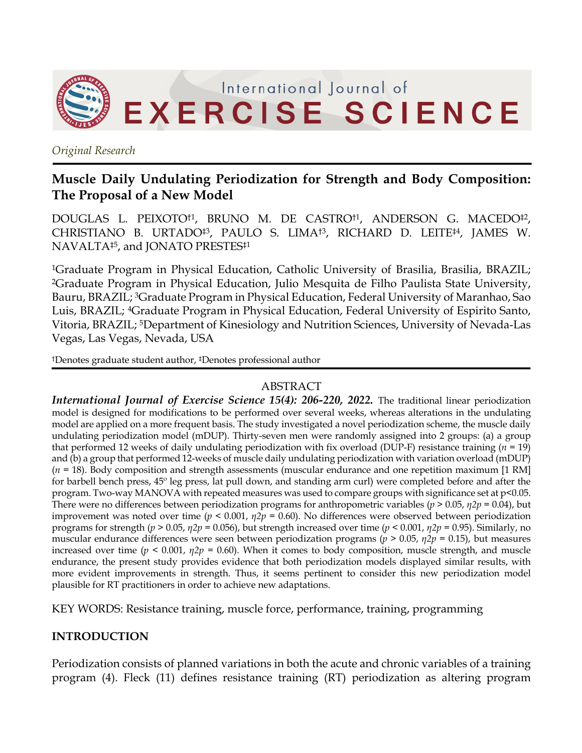International Journal of EXERCISE SCIENCE

*Original Research*

# Muscle Daily Undulating Periodization for Strength and Body Composition: The Proposal of a New Model

DOUGLAS L. PEIXOTO†[1], BRUNO M. DE CASTRO†[1], ANDERSON G. MACEDO‡[2], CHRISTIANO B. URTADO‡[3], PAULO S. LIMA†[3], RICHARD D. LEITE‡[4], JAMES W. NAVALTA‡[5], and JONATO PRESTES‡[1]

[1]Graduate Program in Physical Education, Catholic University of Brasilia, Brasilia, BRAZIL; [2]Graduate Program in Physical Education, Julio Mesquita de Filho Paulista State University, Bauru, BRAZIL; [3]Graduate Program in Physical Education, Federal University of Maranhao, Sao Luis, BRAZIL; [4]Graduate Program in Physical Education, Federal University of Espirito Santo, Vitoria, BRAZIL; [5]Department of Kinesiology and Nutrition Sciences, University of Nevada-Las Vegas, Las Vegas, Nevada, USA

†Denotes graduate student author, ‡Denotes professional author

## ABSTRACT

***International Journal of Exercise Science 15(4): 206-220, 2022.*** The traditional linear periodization model is designed for modifications to be performed over several weeks, whereas alterations in the undulating model are applied on a more frequent basis. The study investigated a novel periodization scheme, the muscle daily undulating periodization model (mDUP). Thirty-seven men were randomly assigned into 2 groups: (a) a group that performed 12 weeks of daily undulating periodization with fix overload (DUP-F) resistance training ($n$ = 19) and (b) a group that performed 12-weeks of muscle daily undulating periodization with variation overload (mDUP) ($n$ = 18). Body composition and strength assessments (muscular endurance and one repetition maximum [1 RM] for barbell bench press, 45º leg press, lat pull down, and standing arm curl) were completed before and after the program. Two-way MANOVA with repeated measures was used to compare groups with significance set at $p<0.05$. There were no differences between periodization programs for anthropometric variables ($p > 0.05$, $\eta 2p = 0.04$), but improvement was noted over time ($p < 0.001$, $\eta 2p = 0.60$). No differences were observed between periodization programs for strength ($p > 0.05$, $\eta 2p = 0.056$), but strength increased over time ($p < 0.001$, $\eta 2p = 0.95$). Similarly, no muscular endurance differences were seen between periodization programs ($p > 0.05$, $\eta 2p = 0.15$), but measures increased over time ($p < 0.001$, $\eta 2p = 0.60$). When it comes to body composition, muscle strength, and muscle endurance, the present study provides evidence that both periodization models displayed similar results, with more evident improvements in strength. Thus, it seems pertinent to consider this new periodization model plausible for RT practitioners in order to achieve new adaptations.

KEY WORDS: Resistance training, muscle force, performance, training, programming

## INTRODUCTION

Periodization consists of planned variations in both the acute and chronic variables of a training program (4). Fleck (11) defines resistance training (RT) periodization as altering program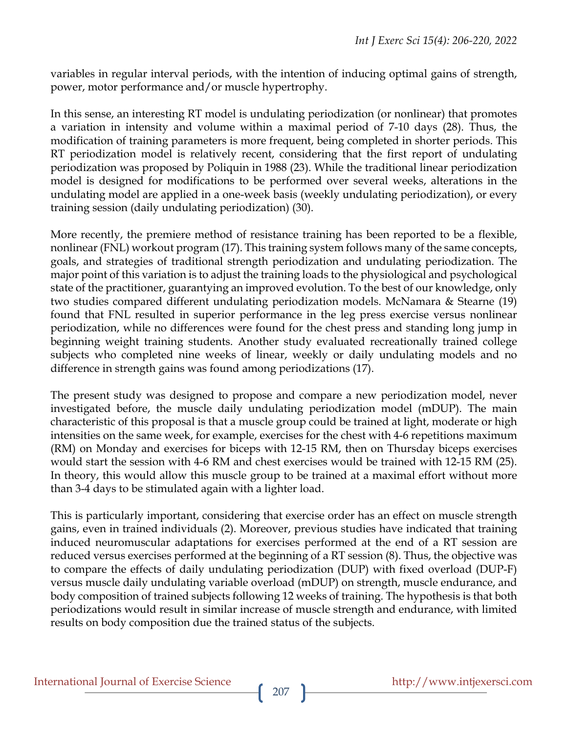variables in regular interval periods, with the intention of inducing optimal gains of strength, power, motor performance and/or muscle hypertrophy.

In this sense, an interesting RT model is undulating periodization (or nonlinear) that promotes a variation in intensity and volume within a maximal period of 7-10 days (28). Thus, the modification of training parameters is more frequent, being completed in shorter periods. This RT periodization model is relatively recent, considering that the first report of undulating periodization was proposed by Poliquin in 1988 (23). While the traditional linear periodization model is designed for modifications to be performed over several weeks, alterations in the undulating model are applied in a one-week basis (weekly undulating periodization), or every training session (daily undulating periodization) (30).

More recently, the premiere method of resistance training has been reported to be a flexible, nonlinear (FNL) workout program (17). This training system follows many of the same concepts, goals, and strategies of traditional strength periodization and undulating periodization. The major point of this variation is to adjust the training loads to the physiological and psychological state of the practitioner, guarantying an improved evolution. To the best of our knowledge, only two studies compared different undulating periodization models. McNamara & Stearne (19) found that FNL resulted in superior performance in the leg press exercise versus nonlinear periodization, while no differences were found for the chest press and standing long jump in beginning weight training students. Another study evaluated recreationally trained college subjects who completed nine weeks of linear, weekly or daily undulating models and no difference in strength gains was found among periodizations (17).

The present study was designed to propose and compare a new periodization model, never investigated before, the muscle daily undulating periodization model (mDUP). The main characteristic of this proposal is that a muscle group could be trained at light, moderate or high intensities on the same week, for example, exercises for the chest with 4-6 repetitions maximum (RM) on Monday and exercises for biceps with 12-15 RM, then on Thursday biceps exercises would start the session with 4-6 RM and chest exercises would be trained with 12-15 RM (25). In theory, this would allow this muscle group to be trained at a maximal effort without more than 3-4 days to be stimulated again with a lighter load.

This is particularly important, considering that exercise order has an effect on muscle strength gains, even in trained individuals (2). Moreover, previous studies have indicated that training induced neuromuscular adaptations for exercises performed at the end of a RT session are reduced versus exercises performed at the beginning of a RT session (8). Thus, the objective was to compare the effects of daily undulating periodization (DUP) with fixed overload (DUP-F) versus muscle daily undulating variable overload (mDUP) on strength, muscle endurance, and body composition of trained subjects following 12 weeks of training. The hypothesis is that both periodizations would result in similar increase of muscle strength and endurance, with limited results on body composition due the trained status of the subjects.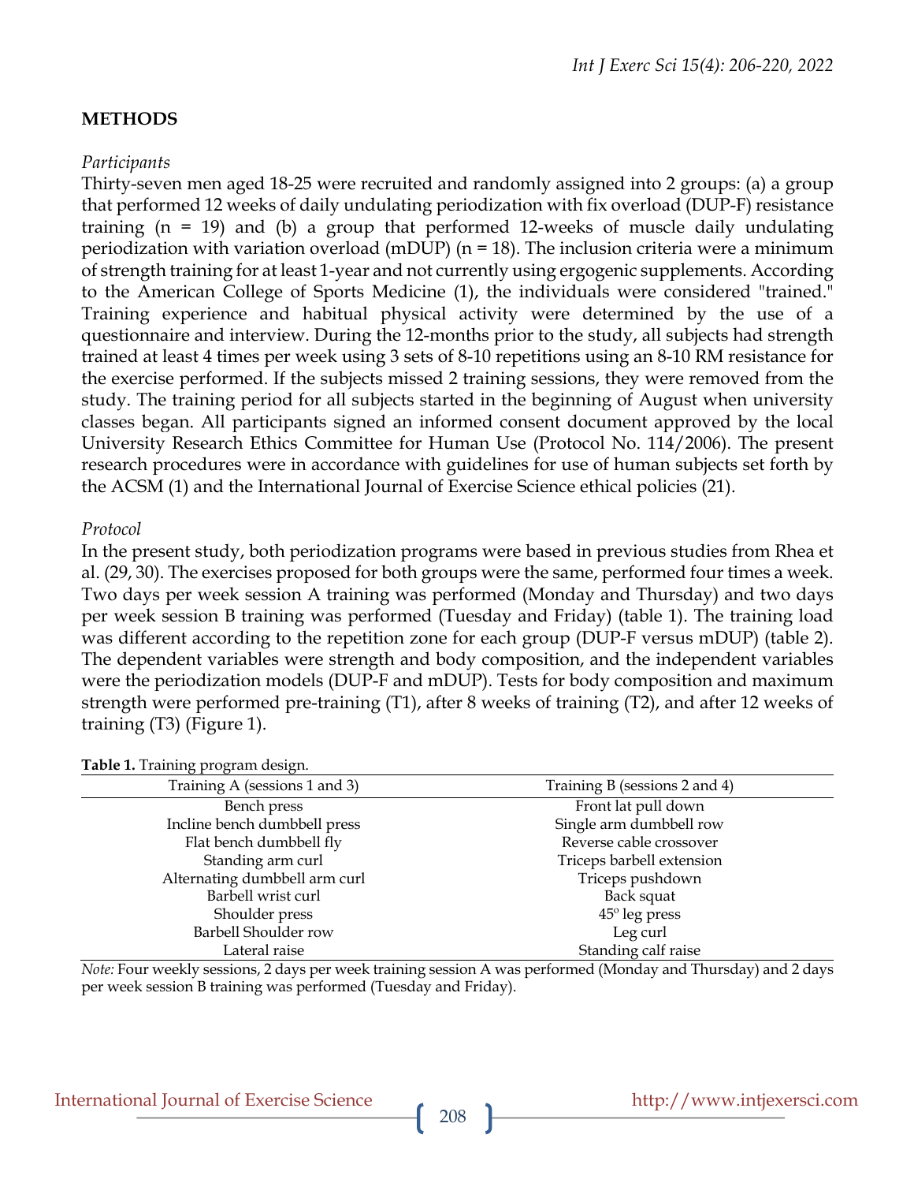## METHODS

*Participants*

Thirty-seven men aged 18-25 were recruited and randomly assigned into 2 groups: (a) a group that performed 12 weeks of daily undulating periodization with fix overload (DUP-F) resistance training (n = 19) and (b) a group that performed 12-weeks of muscle daily undulating periodization with variation overload (mDUP) (n = 18). The inclusion criteria were a minimum of strength training for at least 1-year and not currently using ergogenic supplements. According to the American College of Sports Medicine (1), the individuals were considered "trained." Training experience and habitual physical activity were determined by the use of a questionnaire and interview. During the 12-months prior to the study, all subjects had strength trained at least 4 times per week using 3 sets of 8-10 repetitions using an 8-10 RM resistance for the exercise performed. If the subjects missed 2 training sessions, they were removed from the study. The training period for all subjects started in the beginning of August when university classes began. All participants signed an informed consent document approved by the local University Research Ethics Committee for Human Use (Protocol No. 114/2006). The present research procedures were in accordance with guidelines for use of human subjects set forth by the ACSM (1) and the International Journal of Exercise Science ethical policies (21).

*Protocol*

In the present study, both periodization programs were based in previous studies from Rhea et al. (29, 30). The exercises proposed for both groups were the same, performed four times a week. Two days per week session A training was performed (Monday and Thursday) and two days per week session B training was performed (Tuesday and Friday) (table 1). The training load was different according to the repetition zone for each group (DUP-F versus mDUP) (table 2). The dependent variables were strength and body composition, and the independent variables were the periodization models (DUP-F and mDUP). Tests for body composition and maximum strength were performed pre-training (T1), after 8 weeks of training (T2), and after 12 weeks of training (T3) (Figure 1).

**Table 1.** Training program design.

| Training A (sessions 1 and 3) | Training B (sessions 2 and 4) |
|---|---|
| Bench press | Front lat pull down |
| Incline bench dumbbell press | Single arm dumbbell row |
| Flat bench dumbbell fly | Reverse cable crossover |
| Standing arm curl | Triceps barbell extension |
| Alternating dumbbell arm curl | Triceps pushdown |
| Barbell wrist curl | Back squat |
| Shoulder press | 45º leg press |
| Barbell Shoulder row | Leg curl |
| Lateral raise | Standing calf raise |

*Note:* Four weekly sessions, 2 days per week training session A was performed (Monday and Thursday) and 2 days per week session B training was performed (Tuesday and Friday).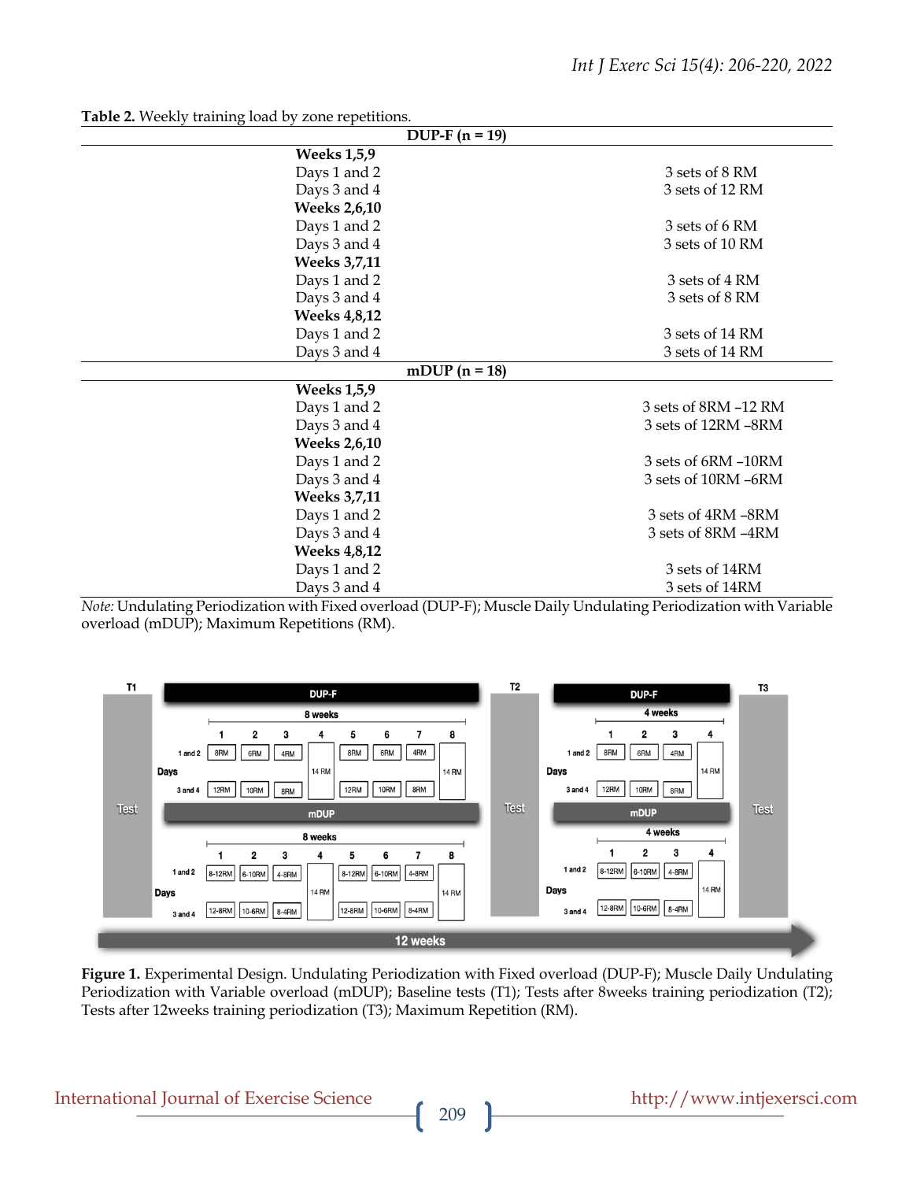**Table 2.** Weekly training load by zone repetitions.

| | |
|---|---|
| **DUP-F (n = 19)** | |
| **Weeks 1,5,9** | |
| Days 1 and 2 | 3 sets of 8 RM |
| Days 3 and 4 | 3 sets of 12 RM |
| **Weeks 2,6,10** | |
| Days 1 and 2 | 3 sets of 6 RM |
| Days 3 and 4 | 3 sets of 10 RM |
| **Weeks 3,7,11** | |
| Days 1 and 2 | 3 sets of 4 RM |
| Days 3 and 4 | 3 sets of 8 RM |
| **Weeks 4,8,12** | |
| Days 1 and 2 | 3 sets of 14 RM |
| Days 3 and 4 | 3 sets of 14 RM |
| **mDUP (n = 18)** | |
| **Weeks 1,5,9** | |
| Days 1 and 2 | 3 sets of 8RM –12 RM |
| Days 3 and 4 | 3 sets of 12RM –8RM |
| **Weeks 2,6,10** | |
| Days 1 and 2 | 3 sets of 6RM –10RM |
| Days 3 and 4 | 3 sets of 10RM –6RM |
| **Weeks 3,7,11** | |
| Days 1 and 2 | 3 sets of 4RM –8RM |
| Days 3 and 4 | 3 sets of 8RM –4RM |
| **Weeks 4,8,12** | |
| Days 1 and 2 | 3 sets of 14RM |
| Days 3 and 4 | 3 sets of 14RM |

*Note:* Undulating Periodization with Fixed overload (DUP-F); Muscle Daily Undulating Periodization with Variable overload (mDUP); Maximum Repetitions (RM).

**Figure 1.** Experimental Design. Undulating Periodization with Fixed overload (DUP-F); Muscle Daily Undulating Periodization with Variable overload (mDUP); Baseline tests (T1); Tests after 8weeks training periodization (T2); Tests after 12weeks training periodization (T3); Maximum Repetition (RM).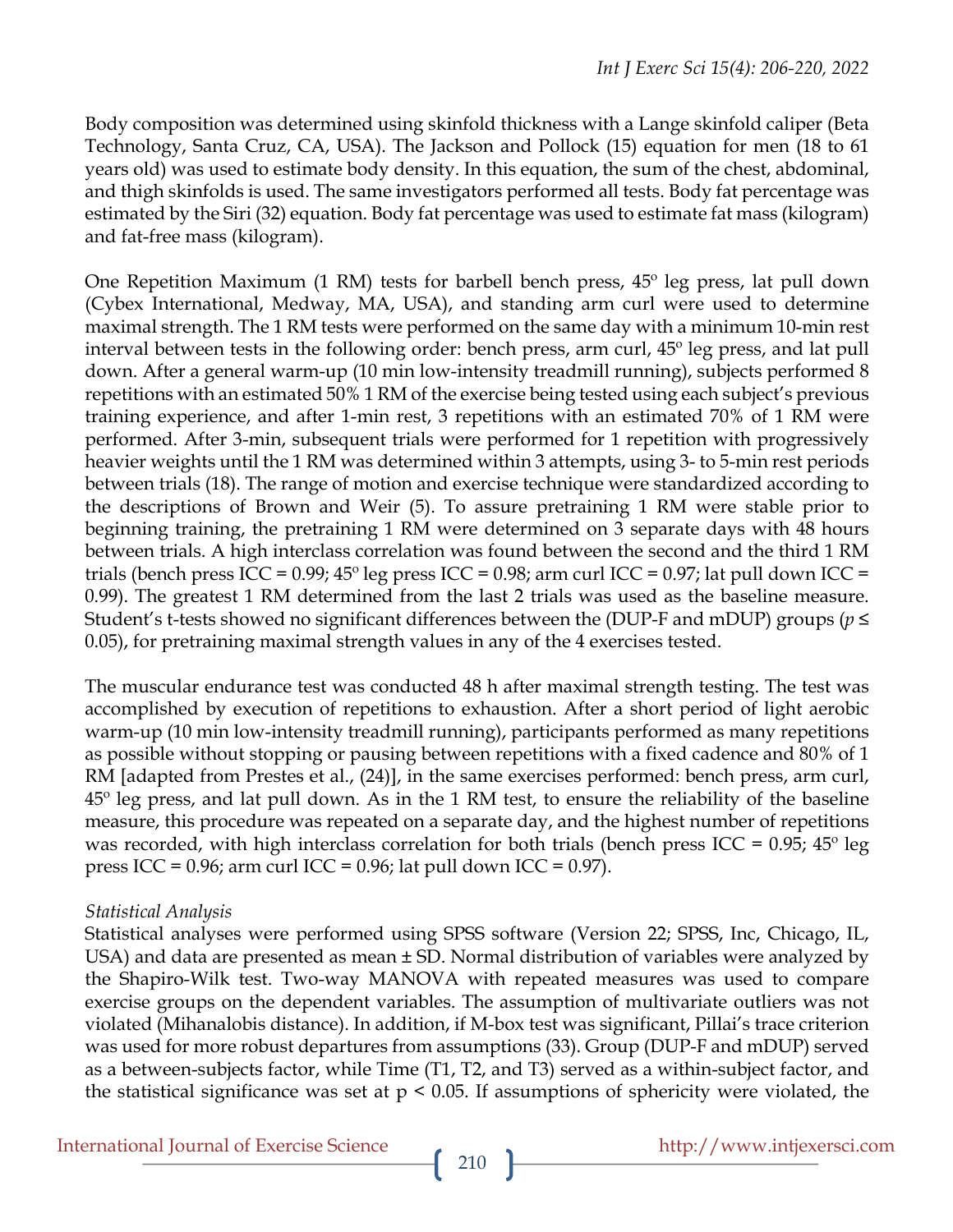Body composition was determined using skinfold thickness with a Lange skinfold caliper (Beta Technology, Santa Cruz, CA, USA). The Jackson and Pollock (15) equation for men (18 to 61 years old) was used to estimate body density. In this equation, the sum of the chest, abdominal, and thigh skinfolds is used. The same investigators performed all tests. Body fat percentage was estimated by the Siri (32) equation. Body fat percentage was used to estimate fat mass (kilogram) and fat-free mass (kilogram).

One Repetition Maximum (1 RM) tests for barbell bench press, 45º leg press, lat pull down (Cybex International, Medway, MA, USA), and standing arm curl were used to determine maximal strength. The 1 RM tests were performed on the same day with a minimum 10-min rest interval between tests in the following order: bench press, arm curl, 45º leg press, and lat pull down. After a general warm-up (10 min low-intensity treadmill running), subjects performed 8 repetitions with an estimated 50% 1 RM of the exercise being tested using each subject's previous training experience, and after 1-min rest, 3 repetitions with an estimated 70% of 1 RM were performed. After 3-min, subsequent trials were performed for 1 repetition with progressively heavier weights until the 1 RM was determined within 3 attempts, using 3- to 5-min rest periods between trials (18). The range of motion and exercise technique were standardized according to the descriptions of Brown and Weir (5). To assure pretraining 1 RM were stable prior to beginning training, the pretraining 1 RM were determined on 3 separate days with 48 hours between trials. A high interclass correlation was found between the second and the third 1 RM trials (bench press ICC = 0.99; 45º leg press ICC = 0.98; arm curl ICC = 0.97; lat pull down ICC = 0.99). The greatest 1 RM determined from the last 2 trials was used as the baseline measure. Student's t-tests showed no significant differences between the (DUP-F and mDUP) groups ($p \leq 0.05$), for pretraining maximal strength values in any of the 4 exercises tested.

The muscular endurance test was conducted 48 h after maximal strength testing. The test was accomplished by execution of repetitions to exhaustion. After a short period of light aerobic warm-up (10 min low-intensity treadmill running), participants performed as many repetitions as possible without stopping or pausing between repetitions with a fixed cadence and 80% of 1 RM [adapted from Prestes et al., (24)], in the same exercises performed: bench press, arm curl, 45º leg press, and lat pull down. As in the 1 RM test, to ensure the reliability of the baseline measure, this procedure was repeated on a separate day, and the highest number of repetitions was recorded, with high interclass correlation for both trials (bench press ICC = 0.95; 45º leg press ICC = 0.96; arm curl ICC = 0.96; lat pull down ICC = 0.97).

*Statistical Analysis*

Statistical analyses were performed using SPSS software (Version 22; SPSS, Inc, Chicago, IL, USA) and data are presented as mean ± SD. Normal distribution of variables were analyzed by the Shapiro-Wilk test. Two-way MANOVA with repeated measures was used to compare exercise groups on the dependent variables. The assumption of multivariate outliers was not violated (Mihanalobis distance). In addition, if M-box test was significant, Pillai's trace criterion was used for more robust departures from assumptions (33). Group (DUP-F and mDUP) served as a between-subjects factor, while Time (T1, T2, and T3) served as a within-subject factor, and the statistical significance was set at $p < 0.05$. If assumptions of sphericity were violated, the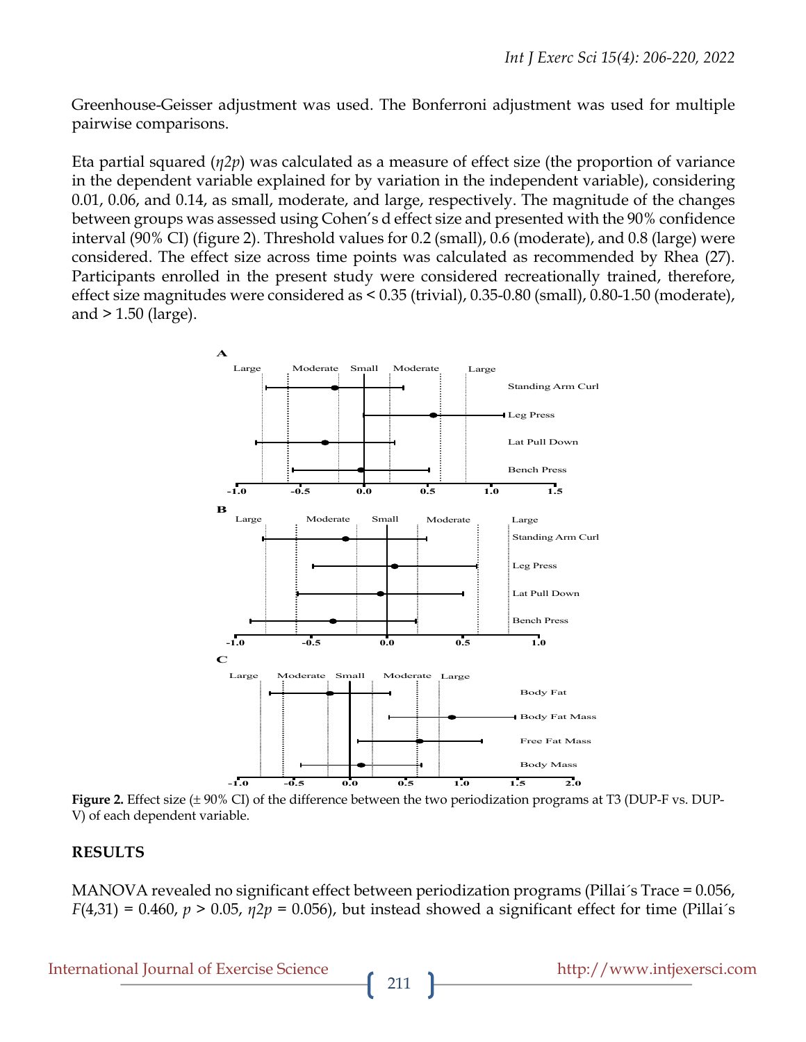Greenhouse-Geisser adjustment was used. The Bonferroni adjustment was used for multiple pairwise comparisons.

Eta partial squared ($\eta 2p$) was calculated as a measure of effect size (the proportion of variance in the dependent variable explained for by variation in the independent variable), considering 0.01, 0.06, and 0.14, as small, moderate, and large, respectively. The magnitude of the changes between groups was assessed using Cohen's d effect size and presented with the 90% confidence interval (90% CI) (figure 2). Threshold values for 0.2 (small), 0.6 (moderate), and 0.8 (large) were considered. The effect size across time points was calculated as recommended by Rhea (27). Participants enrolled in the present study were considered recreationally trained, therefore, effect size magnitudes were considered as < 0.35 (trivial), 0.35-0.80 (small), 0.80-1.50 (moderate), and > 1.50 (large).

**Figure 2.** Effect size (± 90% CI) of the difference between the two periodization programs at T3 (DUP-F vs. DUP-V) of each dependent variable.

## RESULTS

MANOVA revealed no significant effect between periodization programs (Pillai´s Trace = 0.056, $F(4,31) = 0.460$, $p > 0.05$, $\eta 2p = 0.056$), but instead showed a significant effect for time (Pillai´s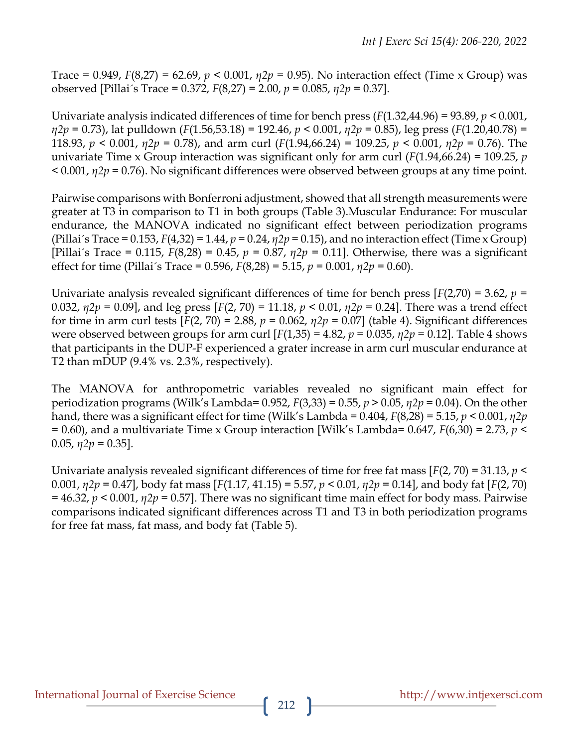Trace = 0.949, $F(8,27) = 62.69$, $p < 0.001$, $\eta 2p = 0.95$). No interaction effect (Time x Group) was observed [Pillai´s Trace = 0.372, $F(8,27) = 2.00$, $p = 0.085$, $\eta 2p = 0.37$].

Univariate analysis indicated differences of time for bench press ($F(1.32,44.96) = 93.89$, $p < 0.001$, $\eta 2p = 0.73$), lat pulldown ($F(1.56,53.18) = 192.46$, $p < 0.001$, $\eta 2p = 0.85$), leg press ($F(1.20,40.78) = 118.93$, $p < 0.001$, $\eta 2p = 0.78$), and arm curl ($F(1.94,66.24) = 109.25$, $p < 0.001$, $\eta 2p = 0.76$). The univariate Time x Group interaction was significant only for arm curl ($F(1.94,66.24) = 109.25$, $p < 0.001$, $\eta 2p = 0.76$). No significant differences were observed between groups at any time point.

Pairwise comparisons with Bonferroni adjustment, showed that all strength measurements were greater at T3 in comparison to T1 in both groups (Table 3).Muscular Endurance: For muscular endurance, the MANOVA indicated no significant effect between periodization programs (Pillai´s Trace = 0.153, $F(4,32) = 1.44$, $p = 0.24$, $\eta 2p = 0.15$), and no interaction effect (Time x Group) [Pillai´s Trace = 0.115, $F(8,28) = 0.45$, $p = 0.87$, $\eta 2p = 0.11$]. Otherwise, there was a significant effect for time (Pillai´s Trace = 0.596, $F(8,28) = 5.15$, $p = 0.001$, $\eta 2p = 0.60$).

Univariate analysis revealed significant differences of time for bench press [$F(2,70) = 3.62$, $p = 0.032$, $\eta 2p = 0.09$], and leg press [$F(2, 70) = 11.18$, $p < 0.01$, $\eta 2p = 0.24$]. There was a trend effect for time in arm curl tests [$F(2, 70) = 2.88$, $p = 0.062$, $\eta 2p = 0.07$] (table 4). Significant differences were observed between groups for arm curl [$F(1,35) = 4.82$, $p = 0.035$, $\eta 2p = 0.12$]. Table 4 shows that participants in the DUP-F experienced a grater increase in arm curl muscular endurance at T2 than mDUP (9.4% vs. 2.3%, respectively).

The MANOVA for anthropometric variables revealed no significant main effect for periodization programs (Wilk's Lambda= 0.952, $F(3,33) = 0.55$, $p > 0.05$, $\eta 2p = 0.04$). On the other hand, there was a significant effect for time (Wilk's Lambda = 0.404, $F(8,28) = 5.15$, $p < 0.001$, $\eta 2p = 0.60$), and a multivariate Time x Group interaction [Wilk's Lambda= 0.647, $F(6,30) = 2.73$, $p < 0.05$, $\eta 2p = 0.35$].

Univariate analysis revealed significant differences of time for free fat mass [$F(2, 70) = 31.13$, $p < 0.001$, $\eta 2p = 0.47$], body fat mass [$F(1.17, 41.15) = 5.57$, $p < 0.01$, $\eta 2p = 0.14$], and body fat [$F(2, 70) = 46.32$, $p < 0.001$, $\eta 2p = 0.57$]. There was no significant time main effect for body mass. Pairwise comparisons indicated significant differences across T1 and T3 in both periodization programs for free fat mass, fat mass, and body fat (Table 5).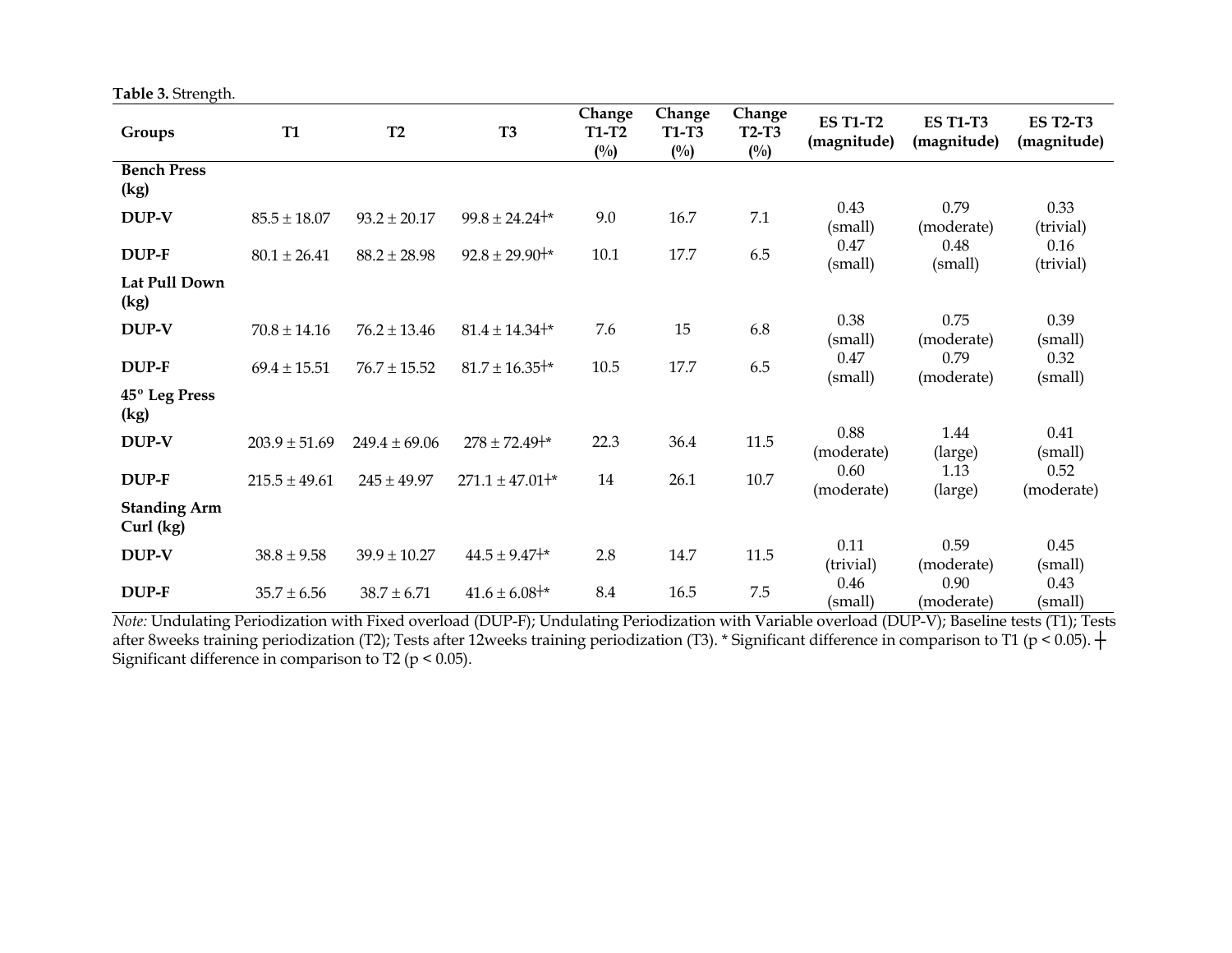**Table 3.** Strength.

| Groups | T1 | T2 | T3 | Change T1-T2 (%) | Change T1-T3 (%) | Change T2-T3 (%) | ES T1-T2 (magnitude) | ES T1-T3 (magnitude) | ES T2-T3 (magnitude) |
|---|---|---|---|---|---|---|---|---|---|
| **Bench Press (kg)** | | | | | | | | | |
| **DUP-V** | 85.5 ± 18.07 | 93.2 ± 20.17 | 99.8 ± 24.24┼* | 9.0 | 16.7 | 7.1 | 0.43 (small) | 0.79 (moderate) | 0.33 (trivial) |
| **DUP-F** | 80.1 ± 26.41 | 88.2 ± 28.98 | 92.8 ± 29.90┼* | 10.1 | 17.7 | 6.5 | 0.47 (small) | 0.48 (small) | 0.16 (trivial) |
| **Lat Pull Down (kg)** | | | | | | | | | |
| **DUP-V** | 70.8 ± 14.16 | 76.2 ± 13.46 | 81.4 ± 14.34┼* | 7.6 | 15 | 6.8 | 0.38 (small) | 0.75 (moderate) | 0.39 (small) |
| **DUP-F** | 69.4 ± 15.51 | 76.7 ± 15.52 | 81.7 ± 16.35┼* | 10.5 | 17.7 | 6.5 | 0.47 (small) | 0.79 (moderate) | 0.32 (small) |
| **45° Leg Press (kg)** | | | | | | | | | |
| **DUP-V** | 203.9 ± 51.69 | 249.4 ± 69.06 | 278 ± 72.49┼* | 22.3 | 36.4 | 11.5 | 0.88 (moderate) | 1.44 (large) | 0.41 (small) |
| **DUP-F** | 215.5 ± 49.61 | 245 ± 49.97 | 271.1 ± 47.01┼* | 14 | 26.1 | 10.7 | 0.60 (moderate) | 1.13 (large) | 0.52 (moderate) |
| **Standing Arm Curl (kg)** | | | | | | | | | |
| **DUP-V** | 38.8 ± 9.58 | 39.9 ± 10.27 | 44.5 ± 9.47┼* | 2.8 | 14.7 | 11.5 | 0.11 (trivial) | 0.59 (moderate) | 0.45 (small) |
| **DUP-F** | 35.7 ± 6.56 | 38.7 ± 6.71 | 41.6 ± 6.08┼* | 8.4 | 16.5 | 7.5 | 0.46 (small) | 0.90 (moderate) | 0.43 (small) |

*Note:* Undulating Periodization with Fixed overload (DUP-F); Undulating Periodization with Variable overload (DUP-V); Baseline tests (T1); Tests after 8weeks training periodization (T2); Tests after 12weeks training periodization (T3). * Significant difference in comparison to T1 ($p < 0.05$). ┼ Significant difference in comparison to T2 ($p < 0.05$).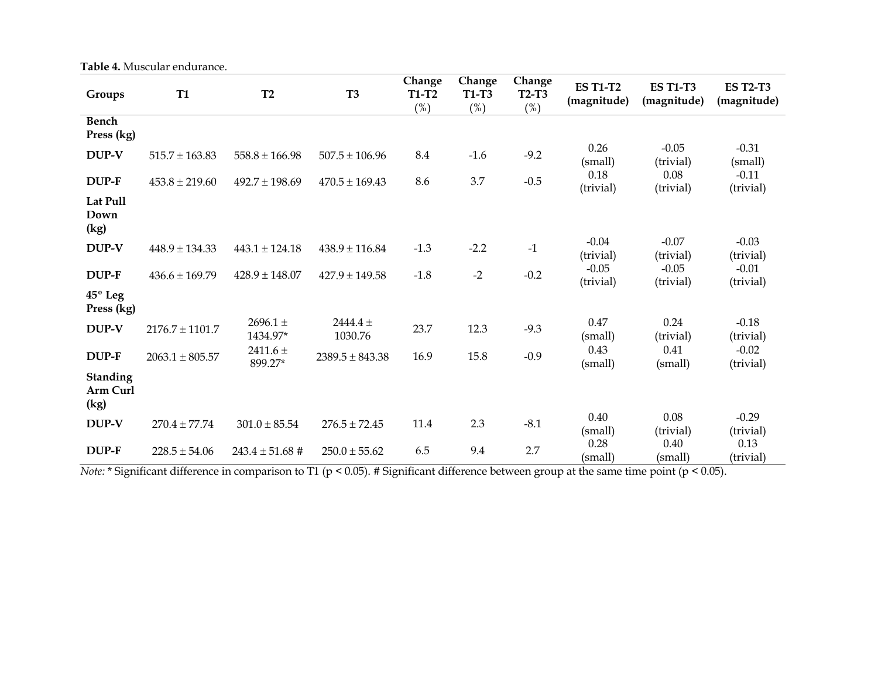**Table 4.** Muscular endurance.

| Groups | T1 | T2 | T3 | Change T1-T2 (%) | Change T1-T3 (%) | Change T2-T3 (%) | ES T1-T2 (magnitude) | ES T1-T3 (magnitude) | ES T2-T3 (magnitude) |
|---|---|---|---|---|---|---|---|---|---|
| **Bench Press (kg)** | | | | | | | | | |
| **DUP-V** | 515.7 ± 163.83 | 558.8 ± 166.98 | 507.5 ± 106.96 | 8.4 | -1.6 | -9.2 | 0.26 (small) | -0.05 (trivial) | -0.31 (small) |
| **DUP-F** | 453.8 ± 219.60 | 492.7 ± 198.69 | 470.5 ± 169.43 | 8.6 | 3.7 | -0.5 | 0.18 (trivial) | 0.08 (trivial) | -0.11 (trivial) |
| **Lat Pull Down (kg)** | | | | | | | | | |
| **DUP-V** | 448.9 ± 134.33 | 443.1 ± 124.18 | 438.9 ± 116.84 | -1.3 | -2.2 | -1 | -0.04 (trivial) | -0.07 (trivial) | -0.03 (trivial) |
| **DUP-F** | 436.6 ± 169.79 | 428.9 ± 148.07 | 427.9 ± 149.58 | -1.8 | -2 | -0.2 | -0.05 (trivial) | -0.05 (trivial) | -0.01 (trivial) |
| **45° Leg Press (kg)** | | | | | | | | | |
| **DUP-V** | 2176.7 ± 1101.7 | 2696.1 ± 1434.97* | 2444.4 ± 1030.76 | 23.7 | 12.3 | -9.3 | 0.47 (small) | 0.24 (trivial) | -0.18 (trivial) |
| **DUP-F** | 2063.1 ± 805.57 | 2411.6 ± 899.27* | 2389.5 ± 843.38 | 16.9 | 15.8 | -0.9 | 0.43 (small) | 0.41 (small) | -0.02 (trivial) |
| **Standing Arm Curl (kg)** | | | | | | | | | |
| **DUP-V** | 270.4 ± 77.74 | 301.0 ± 85.54 | 276.5 ± 72.45 | 11.4 | 2.3 | -8.1 | 0.40 (small) | 0.08 (trivial) | -0.29 (trivial) |
| **DUP-F** | 228.5 ± 54.06 | 243.4 ± 51.68 # | 250.0 ± 55.62 | 6.5 | 9.4 | 2.7 | 0.28 (small) | 0.40 (small) | 0.13 (trivial) |

*Note:* * Significant difference in comparison to T1 ($p < 0.05$). # Significant difference between group at the same time point ($p < 0.05$).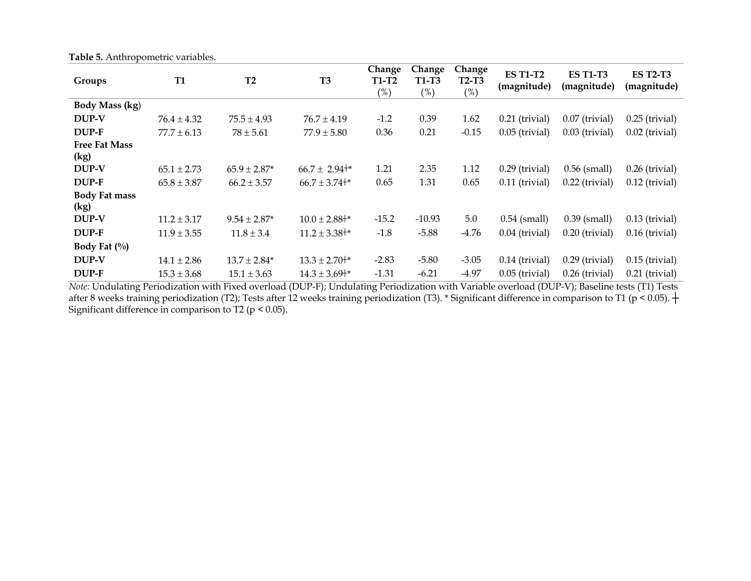**Table 5.** Anthropometric variables.

| Groups | T1 | T2 | T3 | Change T1-T2 (%) | Change T1-T3 (%) | Change T2-T3 (%) | ES T1-T2 (magnitude) | ES T1-T3 (magnitude) | ES T2-T3 (magnitude) |
|---|---|---|---|---|---|---|---|---|---|
| **Body Mass (kg)** | | | | | | | | | |
| **DUP-V** | 76.4 ± 4.32 | 75.5 ± 4.93 | 76.7 ± 4.19 | -1.2 | 0.39 | 1.62 | 0.21 (trivial) | 0.07 (trivial) | 0.25 (trivial) |
| **DUP-F** | 77.7 ± 6.13 | 78 ± 5.61 | 77.9 ± 5.80 | 0.36 | 0.21 | -0.15 | 0.05 (trivial) | 0.03 (trivial) | 0.02 (trivial) |
| **Free Fat Mass (kg)** | | | | | | | | | |
| **DUP-V** | 65.1 ± 2.73 | 65.9 ± 2.87* | 66.7 ± 2.94┼* | 1.21 | 2.35 | 1.12 | 0.29 (trivial) | 0.56 (small) | 0.26 (trivial) |
| **DUP-F** | 65.8 ± 3.87 | 66.2 ± 3.57 | 66.7 ± 3.74┼* | 0.65 | 1.31 | 0.65 | 0.11 (trivial) | 0.22 (trivial) | 0.12 (trivial) |
| **Body Fat mass (kg)** | | | | | | | | | |
| **DUP-V** | 11.2 ± 3.17 | 9.54 ± 2.87* | 10.0 ± 2.88┼* | -15.2 | -10.93 | 5.0 | 0.54 (small) | 0.39 (small) | 0.13 (trivial) |
| **DUP-F** | 11.9 ± 3.55 | 11.8 ± 3.4 | 11.2 ± 3.38┼* | -1.8 | -5.88 | -4.76 | 0.04 (trivial) | 0.20 (trivial) | 0.16 (trivial) |
| **Body Fat (%)** | | | | | | | | | |
| **DUP-V** | 14.1 ± 2.86 | 13.7 ± 2.84* | 13.3 ± 2.70┼* | -2.83 | -5.80 | -3.05 | 0.14 (trivial) | 0.29 (trivial) | 0.15 (trivial) |
| **DUP-F** | 15.3 ± 3.68 | 15.1 ± 3.63 | 14.3 ± 3.69┼* | -1.31 | -6.21 | -4.97 | 0.05 (trivial) | 0.26 (trivial) | 0.21 (trivial) |

*Note:* Undulating Periodization with Fixed overload (DUP-F); Undulating Periodization with Variable overload (DUP-V); Baseline tests (T1) Tests after 8 weeks training periodization (T2); Tests after 12 weeks training periodization (T3). * Significant difference in comparison to T1 ($p < 0.05$). ┼ Significant difference in comparison to T2 ($p < 0.05$).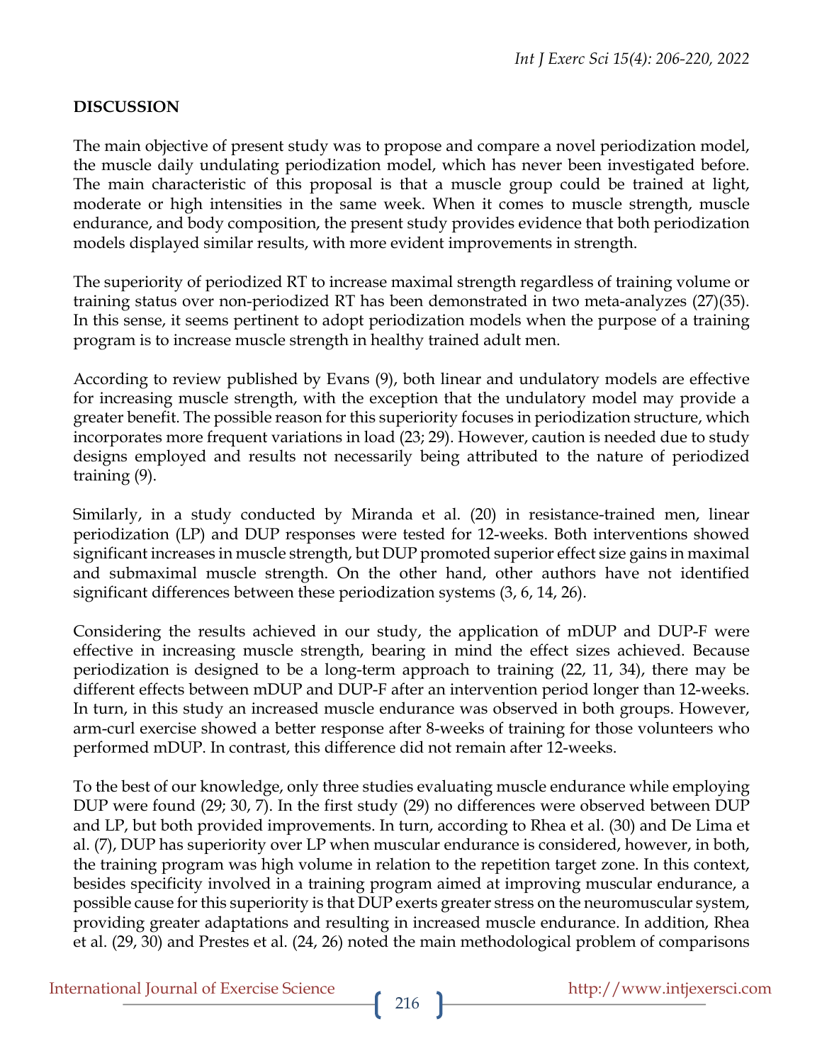## DISCUSSION

The main objective of present study was to propose and compare a novel periodization model, the muscle daily undulating periodization model, which has never been investigated before. The main characteristic of this proposal is that a muscle group could be trained at light, moderate or high intensities in the same week. When it comes to muscle strength, muscle endurance, and body composition, the present study provides evidence that both periodization models displayed similar results, with more evident improvements in strength.

The superiority of periodized RT to increase maximal strength regardless of training volume or training status over non-periodized RT has been demonstrated in two meta-analyzes (27)(35). In this sense, it seems pertinent to adopt periodization models when the purpose of a training program is to increase muscle strength in healthy trained adult men.

According to review published by Evans (9), both linear and undulatory models are effective for increasing muscle strength, with the exception that the undulatory model may provide a greater benefit. The possible reason for this superiority focuses in periodization structure, which incorporates more frequent variations in load (23; 29). However, caution is needed due to study designs employed and results not necessarily being attributed to the nature of periodized training (9).

Similarly, in a study conducted by Miranda et al. (20) in resistance-trained men, linear periodization (LP) and DUP responses were tested for 12-weeks. Both interventions showed significant increases in muscle strength, but DUP promoted superior effect size gains in maximal and submaximal muscle strength. On the other hand, other authors have not identified significant differences between these periodization systems (3, 6, 14, 26).

Considering the results achieved in our study, the application of mDUP and DUP-F were effective in increasing muscle strength, bearing in mind the effect sizes achieved. Because periodization is designed to be a long-term approach to training (22, 11, 34), there may be different effects between mDUP and DUP-F after an intervention period longer than 12-weeks. In turn, in this study an increased muscle endurance was observed in both groups. However, arm-curl exercise showed a better response after 8-weeks of training for those volunteers who performed mDUP. In contrast, this difference did not remain after 12-weeks.

To the best of our knowledge, only three studies evaluating muscle endurance while employing DUP were found (29; 30, 7). In the first study (29) no differences were observed between DUP and LP, but both provided improvements. In turn, according to Rhea et al. (30) and De Lima et al. (7), DUP has superiority over LP when muscular endurance is considered, however, in both, the training program was high volume in relation to the repetition target zone. In this context, besides specificity involved in a training program aimed at improving muscular endurance, a possible cause for this superiority is that DUP exerts greater stress on the neuromuscular system, providing greater adaptations and resulting in increased muscle endurance. In addition, Rhea et al. (29, 30) and Prestes et al. (24, 26) noted the main methodological problem of comparisons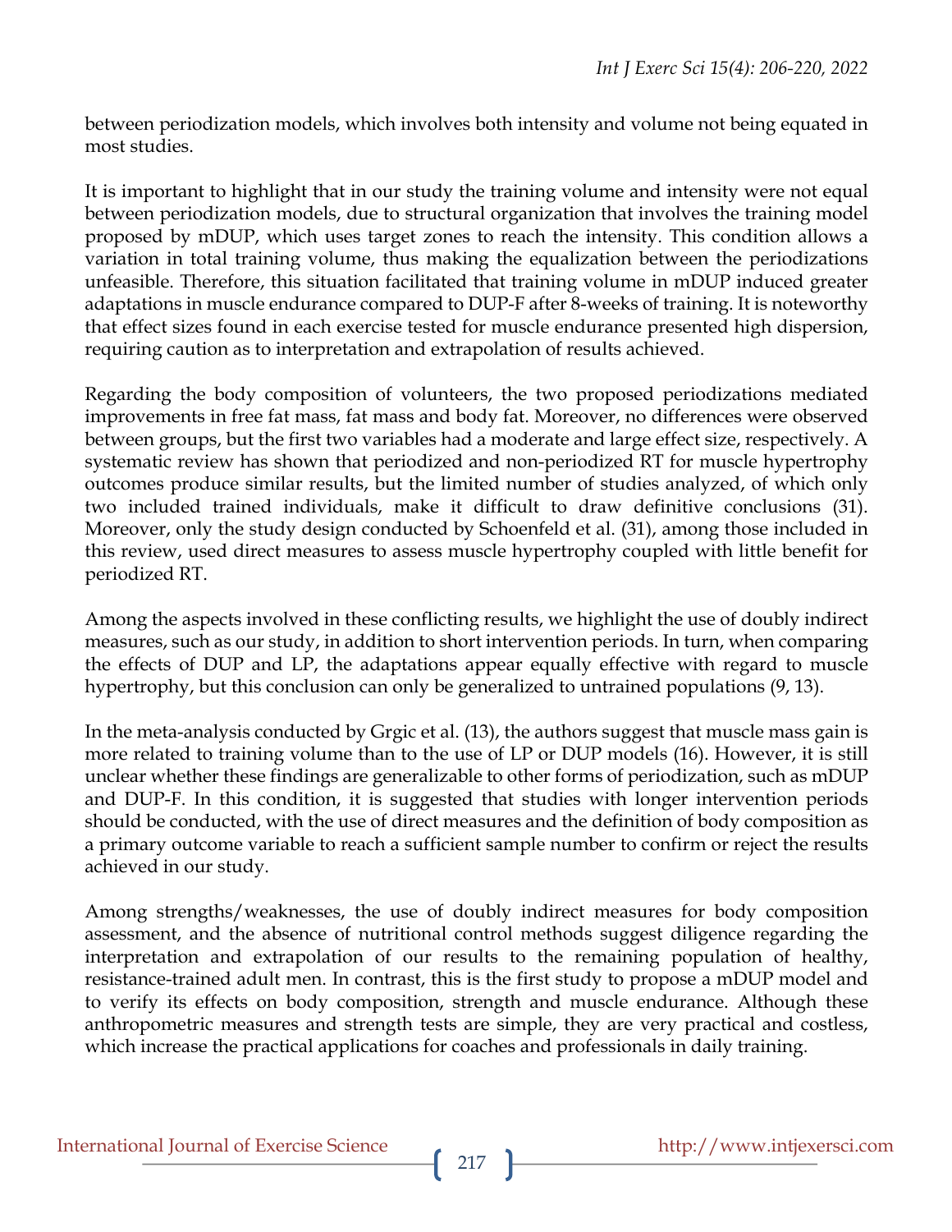between periodization models, which involves both intensity and volume not being equated in most studies.

It is important to highlight that in our study the training volume and intensity were not equal between periodization models, due to structural organization that involves the training model proposed by mDUP, which uses target zones to reach the intensity. This condition allows a variation in total training volume, thus making the equalization between the periodizations unfeasible. Therefore, this situation facilitated that training volume in mDUP induced greater adaptations in muscle endurance compared to DUP-F after 8-weeks of training. It is noteworthy that effect sizes found in each exercise tested for muscle endurance presented high dispersion, requiring caution as to interpretation and extrapolation of results achieved.

Regarding the body composition of volunteers, the two proposed periodizations mediated improvements in free fat mass, fat mass and body fat. Moreover, no differences were observed between groups, but the first two variables had a moderate and large effect size, respectively. A systematic review has shown that periodized and non-periodized RT for muscle hypertrophy outcomes produce similar results, but the limited number of studies analyzed, of which only two included trained individuals, make it difficult to draw definitive conclusions (31). Moreover, only the study design conducted by Schoenfeld et al. (31), among those included in this review, used direct measures to assess muscle hypertrophy coupled with little benefit for periodized RT.

Among the aspects involved in these conflicting results, we highlight the use of doubly indirect measures, such as our study, in addition to short intervention periods. In turn, when comparing the effects of DUP and LP, the adaptations appear equally effective with regard to muscle hypertrophy, but this conclusion can only be generalized to untrained populations (9, 13).

In the meta-analysis conducted by Grgic et al. (13), the authors suggest that muscle mass gain is more related to training volume than to the use of LP or DUP models (16). However, it is still unclear whether these findings are generalizable to other forms of periodization, such as mDUP and DUP-F. In this condition, it is suggested that studies with longer intervention periods should be conducted, with the use of direct measures and the definition of body composition as a primary outcome variable to reach a sufficient sample number to confirm or reject the results achieved in our study.

Among strengths/weaknesses, the use of doubly indirect measures for body composition assessment, and the absence of nutritional control methods suggest diligence regarding the interpretation and extrapolation of our results to the remaining population of healthy, resistance-trained adult men. In contrast, this is the first study to propose a mDUP model and to verify its effects on body composition, strength and muscle endurance. Although these anthropometric measures and strength tests are simple, they are very practical and costless, which increase the practical applications for coaches and professionals in daily training.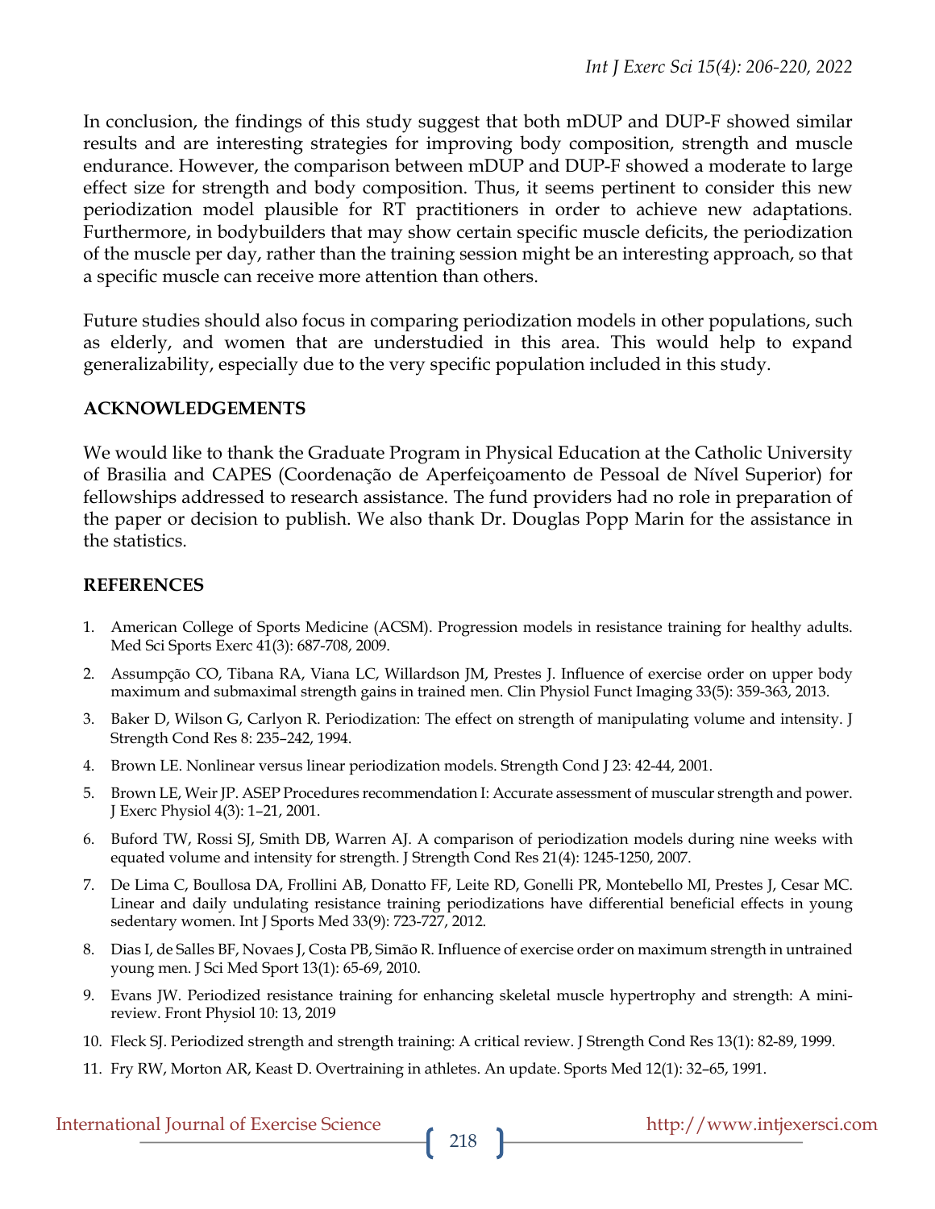In conclusion, the findings of this study suggest that both mDUP and DUP-F showed similar results and are interesting strategies for improving body composition, strength and muscle endurance. However, the comparison between mDUP and DUP-F showed a moderate to large effect size for strength and body composition. Thus, it seems pertinent to consider this new periodization model plausible for RT practitioners in order to achieve new adaptations. Furthermore, in bodybuilders that may show certain specific muscle deficits, the periodization of the muscle per day, rather than the training session might be an interesting approach, so that a specific muscle can receive more attention than others.

Future studies should also focus in comparing periodization models in other populations, such as elderly, and women that are understudied in this area. This would help to expand generalizability, especially due to the very specific population included in this study.

## ACKNOWLEDGEMENTS

We would like to thank the Graduate Program in Physical Education at the Catholic University of Brasilia and CAPES (Coordenação de Aperfeiçoamento de Pessoal de Nível Superior) for fellowships addressed to research assistance. The fund providers had no role in preparation of the paper or decision to publish. We also thank Dr. Douglas Popp Marin for the assistance in the statistics.

## REFERENCES

1. American College of Sports Medicine (ACSM). Progression models in resistance training for healthy adults. Med Sci Sports Exerc 41(3): 687-708, 2009.
2. Assumpção CO, Tibana RA, Viana LC, Willardson JM, Prestes J. Influence of exercise order on upper body maximum and submaximal strength gains in trained men. Clin Physiol Funct Imaging 33(5): 359-363, 2013.
3. Baker D, Wilson G, Carlyon R. Periodization: The effect on strength of manipulating volume and intensity. J Strength Cond Res 8: 235–242, 1994.
4. Brown LE. Nonlinear versus linear periodization models. Strength Cond J 23: 42-44, 2001.
5. Brown LE, Weir JP. ASEP Procedures recommendation I: Accurate assessment of muscular strength and power. J Exerc Physiol 4(3): 1–21, 2001.
6. Buford TW, Rossi SJ, Smith DB, Warren AJ. A comparison of periodization models during nine weeks with equated volume and intensity for strength. J Strength Cond Res 21(4): 1245-1250, 2007.
7. De Lima C, Boullosa DA, Frollini AB, Donatto FF, Leite RD, Gonelli PR, Montebello MI, Prestes J, Cesar MC. Linear and daily undulating resistance training periodizations have differential beneficial effects in young sedentary women. Int J Sports Med 33(9): 723-727, 2012.
8. Dias I, de Salles BF, Novaes J, Costa PB, Simão R. Influence of exercise order on maximum strength in untrained young men. J Sci Med Sport 13(1): 65-69, 2010.
9. Evans JW. Periodized resistance training for enhancing skeletal muscle hypertrophy and strength: A mini-review. Front Physiol 10: 13, 2019
10. Fleck SJ. Periodized strength and strength training: A critical review. J Strength Cond Res 13(1): 82-89, 1999.
11. Fry RW, Morton AR, Keast D. Overtraining in athletes. An update. Sports Med 12(1): 32–65, 1991.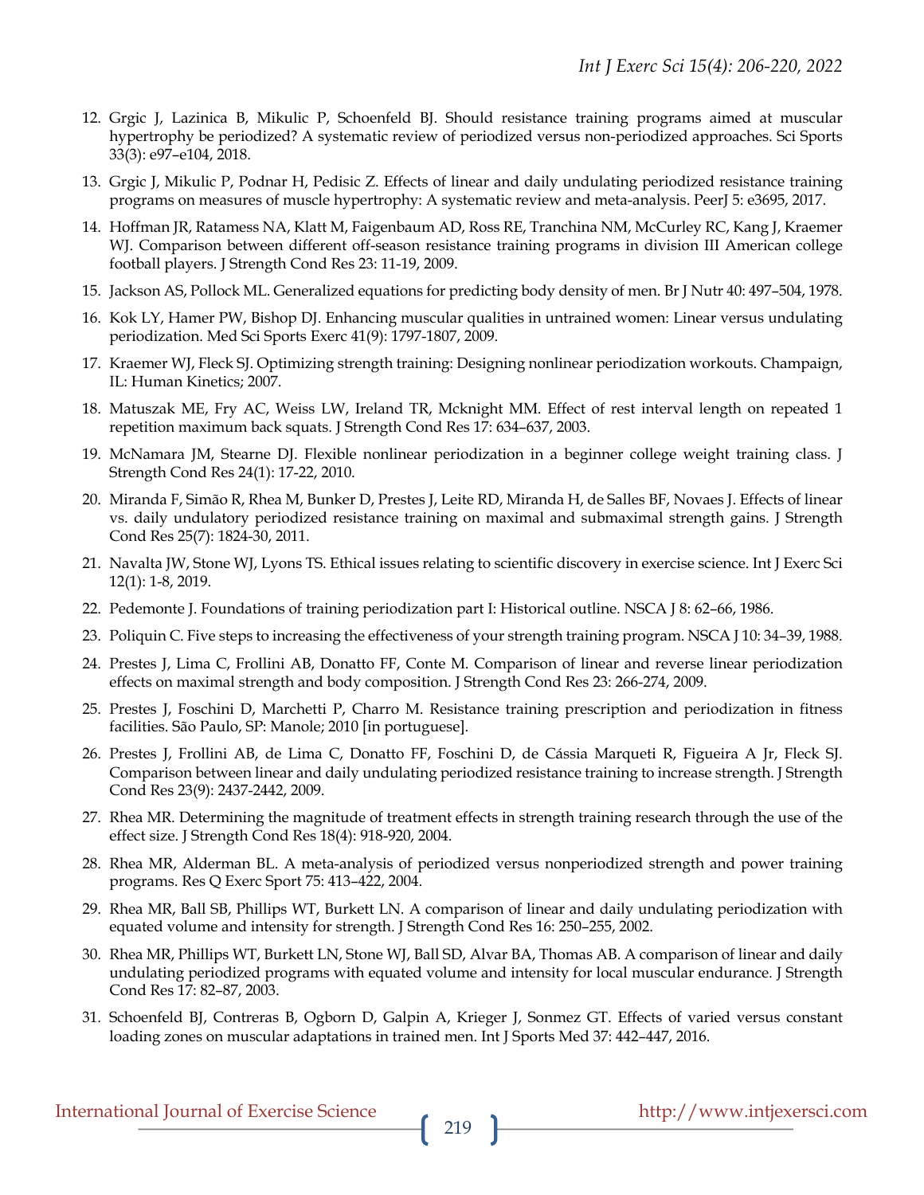12. Grgic J, Lazinica B, Mikulic P, Schoenfeld BJ. Should resistance training programs aimed at muscular hypertrophy be periodized? A systematic review of periodized versus non-periodized approaches. Sci Sports 33(3): e97–e104, 2018.

13. Grgic J, Mikulic P, Podnar H, Pedisic Z. Effects of linear and daily undulating periodized resistance training programs on measures of muscle hypertrophy: A systematic review and meta-analysis. PeerJ 5: e3695, 2017.

14. Hoffman JR, Ratamess NA, Klatt M, Faigenbaum AD, Ross RE, Tranchina NM, McCurley RC, Kang J, Kraemer WJ. Comparison between different off-season resistance training programs in division III American college football players. J Strength Cond Res 23: 11-19, 2009.

15. Jackson AS, Pollock ML. Generalized equations for predicting body density of men. Br J Nutr 40: 497–504, 1978.

16. Kok LY, Hamer PW, Bishop DJ. Enhancing muscular qualities in untrained women: Linear versus undulating periodization. Med Sci Sports Exerc 41(9): 1797-1807, 2009.

17. Kraemer WJ, Fleck SJ. Optimizing strength training: Designing nonlinear periodization workouts. Champaign, IL: Human Kinetics; 2007.

18. Matuszak ME, Fry AC, Weiss LW, Ireland TR, Mcknight MM. Effect of rest interval length on repeated 1 repetition maximum back squats. J Strength Cond Res 17: 634–637, 2003.

19. McNamara JM, Stearne DJ. Flexible nonlinear periodization in a beginner college weight training class. J Strength Cond Res 24(1): 17-22, 2010.

20. Miranda F, Simão R, Rhea M, Bunker D, Prestes J, Leite RD, Miranda H, de Salles BF, Novaes J. Effects of linear vs. daily undulatory periodized resistance training on maximal and submaximal strength gains. J Strength Cond Res 25(7): 1824-30, 2011.

21. Navalta JW, Stone WJ, Lyons TS. Ethical issues relating to scientific discovery in exercise science. Int J Exerc Sci 12(1): 1-8, 2019.

22. Pedemonte J. Foundations of training periodization part I: Historical outline. NSCA J 8: 62–66, 1986.

23. Poliquin C. Five steps to increasing the effectiveness of your strength training program. NSCA J 10: 34–39, 1988.

24. Prestes J, Lima C, Frollini AB, Donatto FF, Conte M. Comparison of linear and reverse linear periodization effects on maximal strength and body composition. J Strength Cond Res 23: 266-274, 2009.

25. Prestes J, Foschini D, Marchetti P, Charro M. Resistance training prescription and periodization in fitness facilities. São Paulo, SP: Manole; 2010 [in portuguese].

26. Prestes J, Frollini AB, de Lima C, Donatto FF, Foschini D, de Cássia Marqueti R, Figueira A Jr, Fleck SJ. Comparison between linear and daily undulating periodized resistance training to increase strength. J Strength Cond Res 23(9): 2437-2442, 2009.

27. Rhea MR. Determining the magnitude of treatment effects in strength training research through the use of the effect size. J Strength Cond Res 18(4): 918-920, 2004.

28. Rhea MR, Alderman BL. A meta-analysis of periodized versus nonperiodized strength and power training programs. Res Q Exerc Sport 75: 413–422, 2004.

29. Rhea MR, Ball SB, Phillips WT, Burkett LN. A comparison of linear and daily undulating periodization with equated volume and intensity for strength. J Strength Cond Res 16: 250–255, 2002.

30. Rhea MR, Phillips WT, Burkett LN, Stone WJ, Ball SD, Alvar BA, Thomas AB. A comparison of linear and daily undulating periodized programs with equated volume and intensity for local muscular endurance. J Strength Cond Res 17: 82–87, 2003.

31. Schoenfeld BJ, Contreras B, Ogborn D, Galpin A, Krieger J, Sonmez GT. Effects of varied versus constant loading zones on muscular adaptations in trained men. Int J Sports Med 37: 442–447, 2016.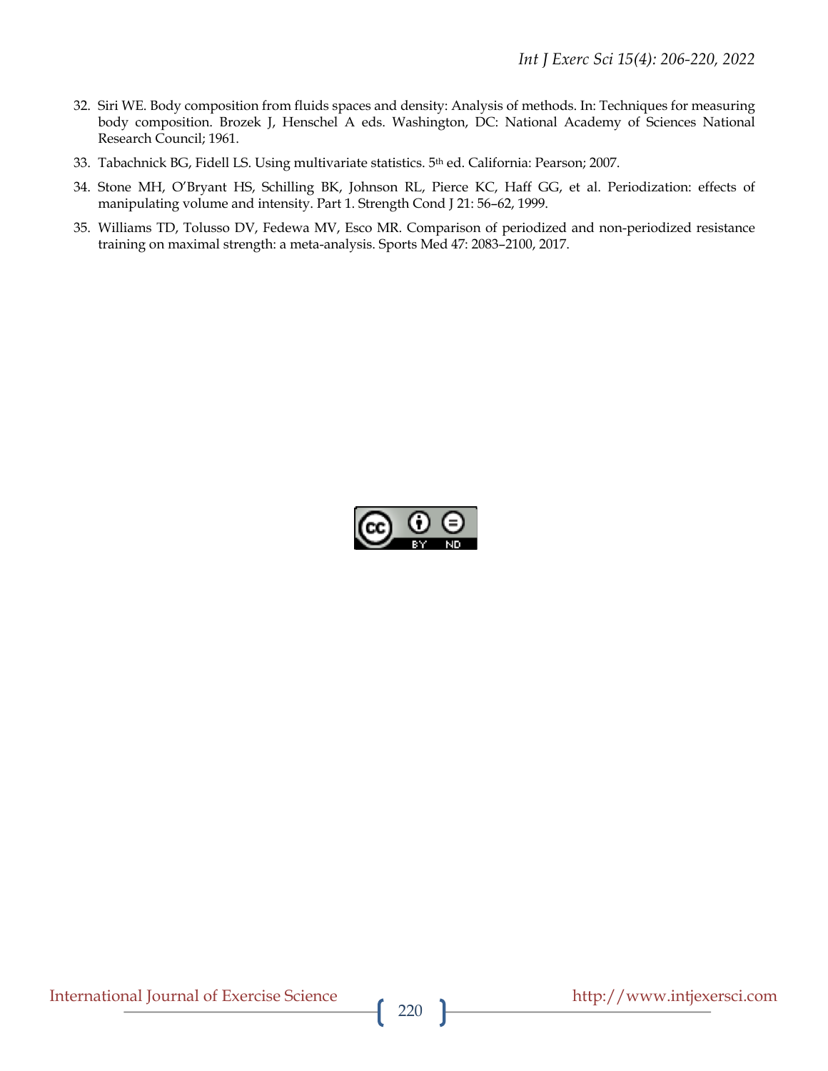32. Siri WE. Body composition from fluids spaces and density: Analysis of methods. In: Techniques for measuring body composition. Brozek J, Henschel A eds. Washington, DC: National Academy of Sciences National Research Council; 1961.
33. Tabachnick BG, Fidell LS. Using multivariate statistics. 5th ed. California: Pearson; 2007.
34. Stone MH, O'Bryant HS, Schilling BK, Johnson RL, Pierce KC, Haff GG, et al. Periodization: effects of manipulating volume and intensity. Part 1. Strength Cond J 21: 56–62, 1999.
35. Williams TD, Tolusso DV, Fedewa MV, Esco MR. Comparison of periodized and non-periodized resistance training on maximal strength: a meta-analysis. Sports Med 47: 2083–2100, 2017.